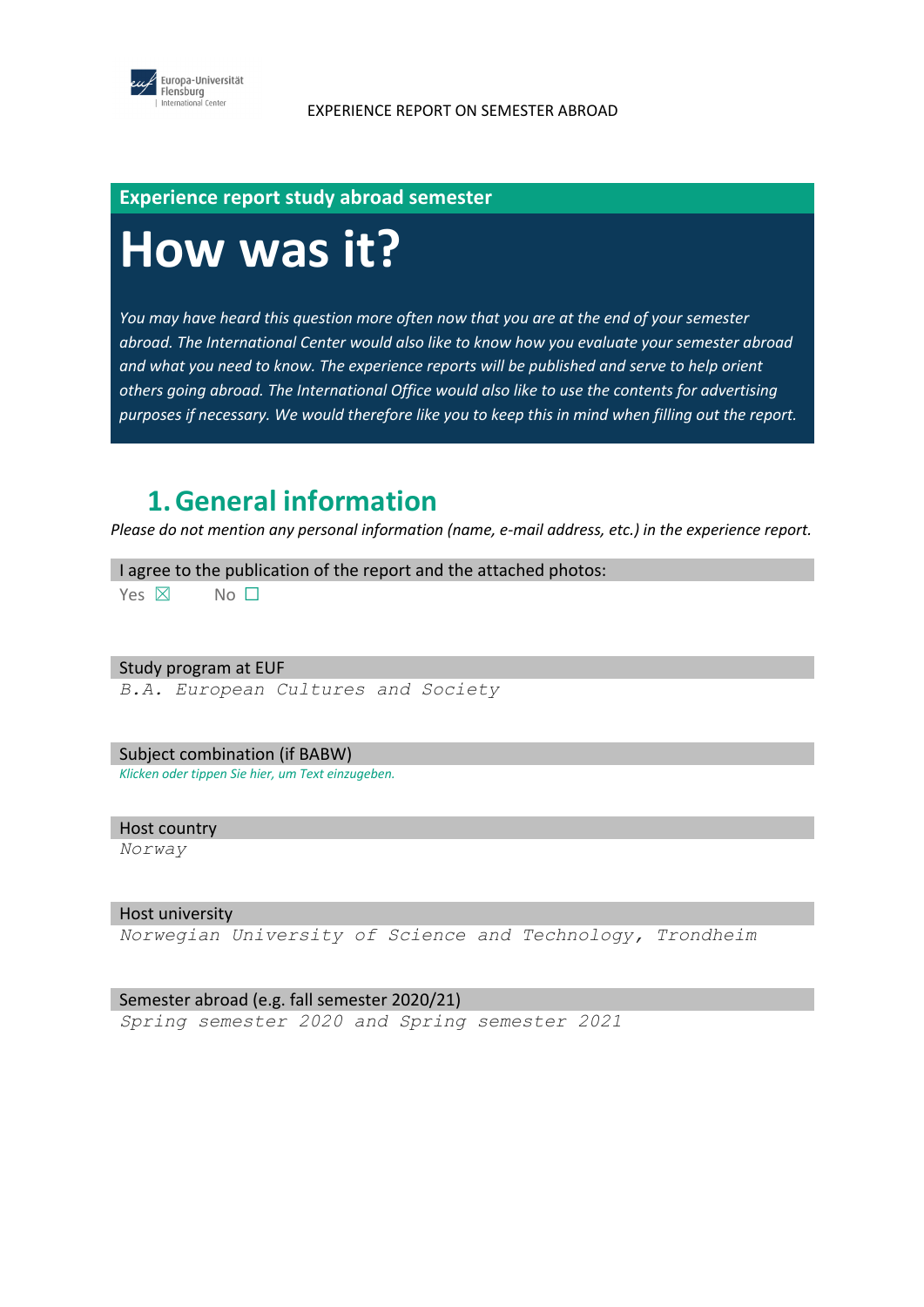EXPERIENCE REPORT ON SEMESTER ABROAD

**Experience report study abroad semester**

# How was it?

*You may have heard this question more often now that you are at the end of your semester abroad. The International Center would also like to know how you evaluate your semester abroad and what you need to know. The experience reports will be published and serve to help orient others going abroad. The International Office would also like to use the contents for advertising purposes if necessary. We would therefore like you to keep this in mind when filling out the report.*

## 1. General information

*Please do not mention any personal information (name, e-mail address, etc.) in the experience report.*

**I agree to the publication of the report and the attached photos:**

Yes ☒ No ☐

**Study program at EUF**

*B.A. European Cultures and Society*

**Subject combination (if BABW)**

*Klicken oder tippen Sie hier, um Text einzugeben.*

**Host country**

*Norway*

**Host university**

*Norwegian University of Science and Technology, Trondheim*

**Semester abroad (e.g. fall semester 2020/21)**

*Spring semester 2020 and Spring semester 2021*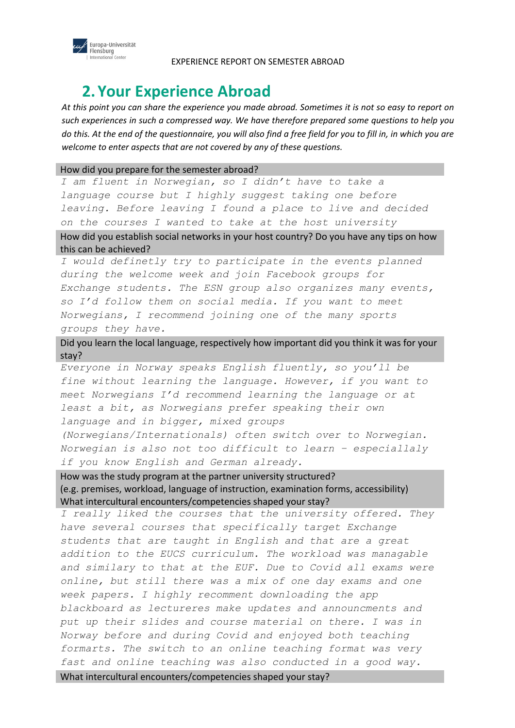## 2. Your Experience Abroad

*At this point you can share the experience you made abroad. Sometimes it is not so easy to report on such experiences in such a compressed way. We have therefore prepared some questions to help you do this. At the end of the questionnaire, you will also find a free field for you to fill in, in which you are welcome to enter aspects that are not covered by any of these questions.*

**How did you prepare for the semester abroad?**

*I am fluent in Norwegian, so I didn't have to take a language course but I highly suggest taking one before leaving. Before leaving I found a place to live and decided on the courses I wanted to take at the host university*

**How did you establish social networks in your host country? Do you have any tips on how this can be achieved?**

*I would definetly try to participate in the events planned during the welcome week and join Facebook groups for Exchange students. The ESN group also organizes many events, so I'd follow them on social media. If you want to meet Norwegians, I recommend joining one of the many sports groups they have.*

**Did you learn the local language, respectively how important did you think it was for your stay?**

*Everyone in Norway speaks English fluently, so you'll be fine without learning the language. However, if you want to meet Norwegians I'd recommend learning the language or at least a bit, as Norwegians prefer speaking their own language and in bigger, mixed groups (Norwegians/Internationals) often switch over to Norwegian. Norwegian is also not too difficult to learn - especiallaly if you know English and German already.*

**How was the study program at the partner university structured?**
**(e.g. premises, workload, language of instruction, examination forms, accessibility)**
**What intercultural encounters/competencies shaped your stay?**

*I really liked the courses that the university offered. They have several courses that specifically target Exchange students that are taught in English and that are a great addition to the EUCS curriculum. The workload was managable and similary to that at the EUF. Due to Covid all exams were online, but still there was a mix of one day exams and one week papers. I highly recomment downloading the app blackboard as lecureres make updates and announcments and put up their slides and course material on there. I was in Norway before and during Covid and enjoyed both teaching formarts. The switch to an online teaching format was very fast and online teaching was also conducted in a good way.*

**What intercultural encounters/competencies shaped your stay?**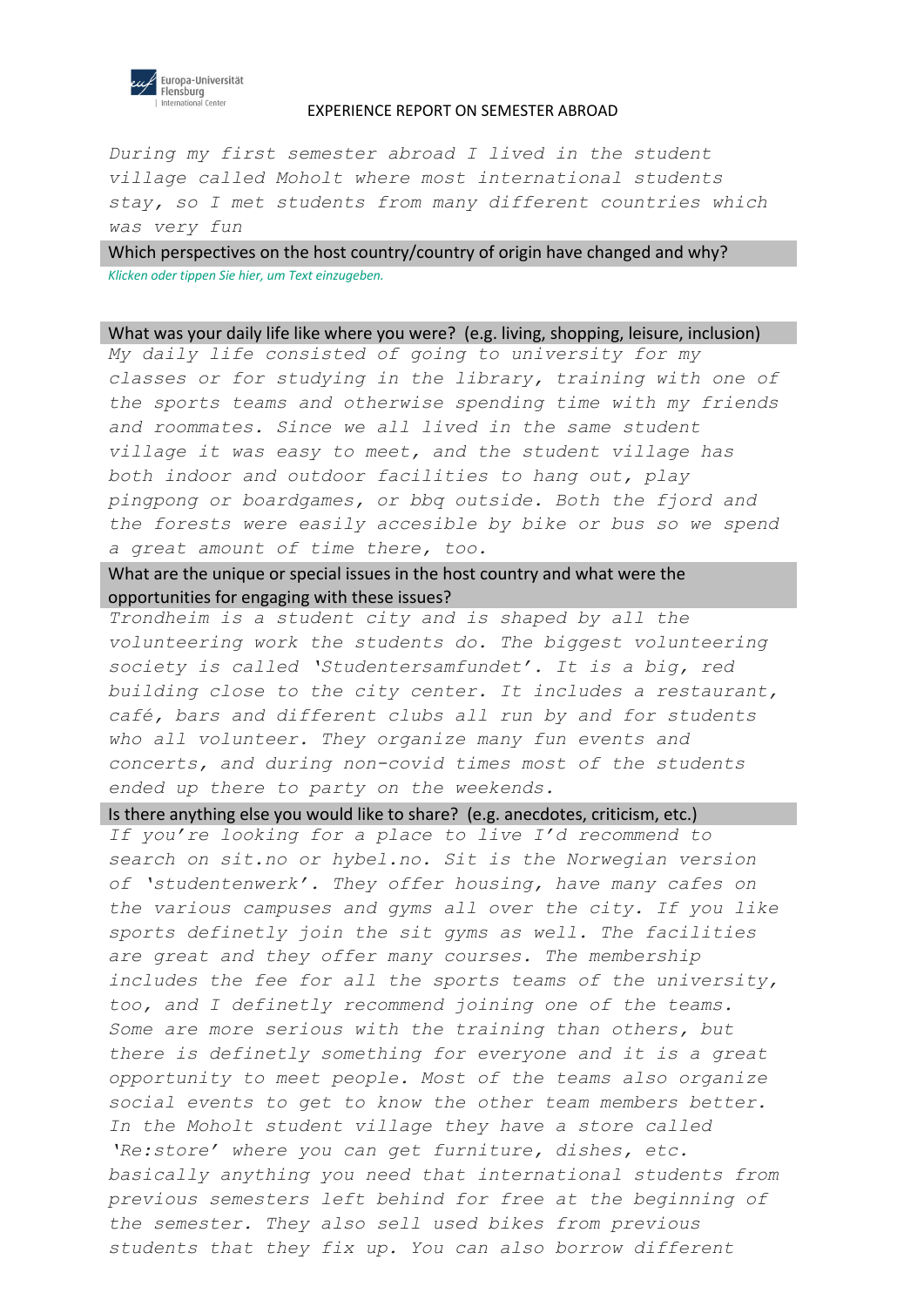EXPERIENCE REPORT ON SEMESTER ABROAD

*During my first semester abroad I lived in the student village called Moholt where most international students stay, so I met students from many different countries which was very fun*

**Which perspectives on the host country/country of origin have changed and why?**

*Klicken oder tippen Sie hier, um Text einzugeben.*

**What was your daily life like where you were? (e.g. living, shopping, leisure, inclusion)**

*My daily life consisted of going to university for my classes or for studying in the library, training with one of the sports teams and otherwise spending time with my friends and roommates. Since we all lived in the same student village it was easy to meet, and the student village has both indoor and outdoor facilities to hang out, play pingpong or boardgames, or bbq outside. Both the fjord and the forests were easily accesible by bike or bus so we spend a great amount of time there, too.*

**What are the unique or special issues in the host country and what were the opportunities for engaging with these issues?**

*Trondheim is a student city and is shaped by all the volunteering work the students do. The biggest volunteering society is called 'Studentersamfundet'. It is a big, red building close to the city center. It includes a restaurant, café, bars and different clubs all run by and for students who all volunteer. They organize many fun events and concerts, and during non-covid times most of the students ended up there to party on the weekends.*

**Is there anything else you would like to share? (e.g. anecdotes, criticism, etc.)**

*If you're looking for a place to live I'd recommend to search on sit.no or hybel.no. Sit is the Norwegian version of 'studentenwerk'. They offer housing, have many cafes on the various campuses and gyms all over the city. If you like sports definetly join the sit gyms as well. The facilities are great and they offer many courses. The membership includes the fee for all the sports teams of the university, too, and I definetly recommend joining one of the teams. Some are more serious with the training than others, but there is definetly something for everyone and it is a great opportunity to meet people. Most of the teams also organize social events to get to know the other team members better. In the Moholt student village they have a store called 'Re:store' where you can get furniture, dishes, etc. basically anything you need that international students from previous semesters left behind for free at the beginning of the semester. They also sell used bikes from previous students that they fix up. You can also borrow different*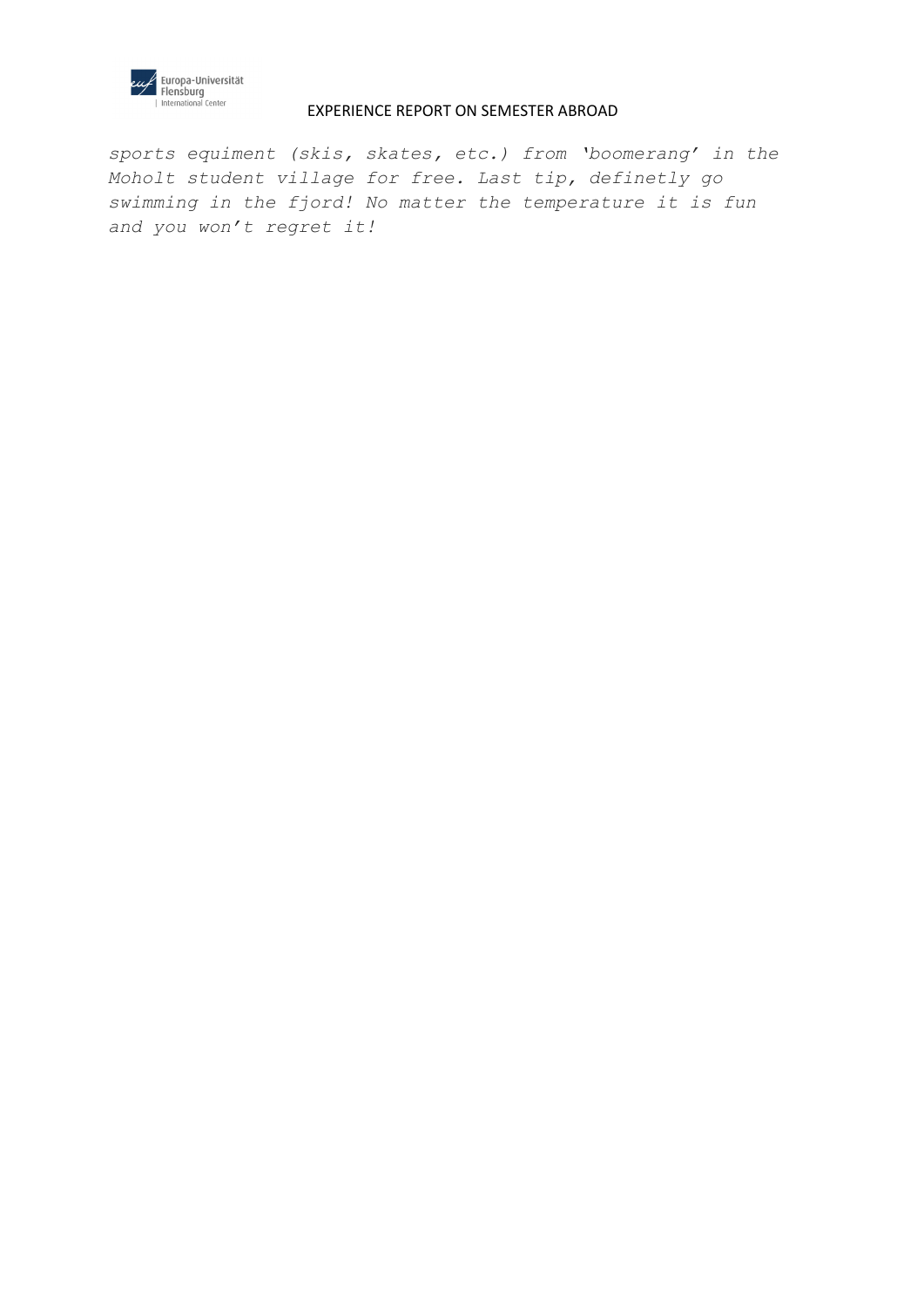*sports equiment (skis, skates, etc.) from 'boomerang' in the Moholt student village for free. Last tip, definetly go swimming in the fjord! No matter the temperature it is fun and you won't regret it!*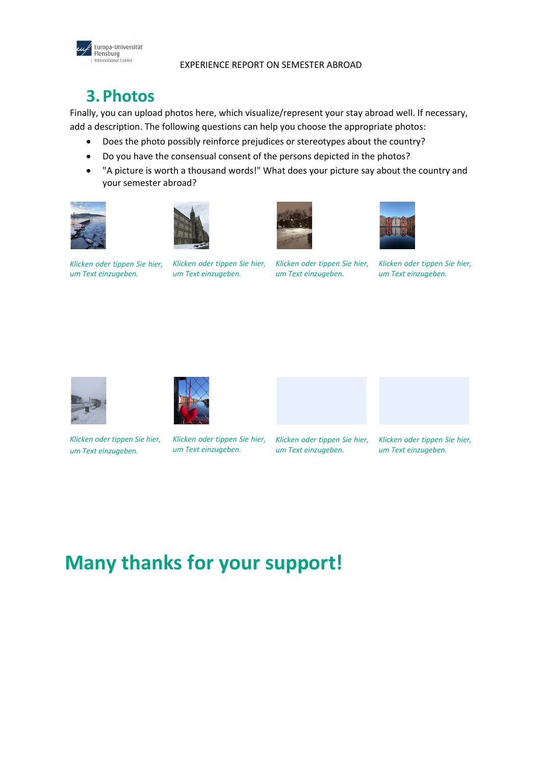## 3. Photos

Finally, you can upload photos here, which visualize/represent your stay abroad well. If necessary, add a description. The following questions can help you choose the appropriate photos:

- Does the photo possibly reinforce prejudices or stereotypes about the country?
- Do you have the consensual consent of the persons depicted in the photos?
- "A picture is worth a thousand words!" What does your picture say about the country and your semester abroad?

*Klicken oder tippen Sie hier, um Text einzugeben.*

*Klicken oder tippen Sie hier, um Text einzugeben.*

*Klicken oder tippen Sie hier, um Text einzugeben.*

*Klicken oder tippen Sie hier, um Text einzugeben.*

*Klicken oder tippen Sie hier, um Text einzugeben.*

*Klicken oder tippen Sie hier, um Text einzugeben.*

*Klicken oder tippen Sie hier, um Text einzugeben.*

*Klicken oder tippen Sie hier, um Text einzugeben.*

# Many thanks for your support!